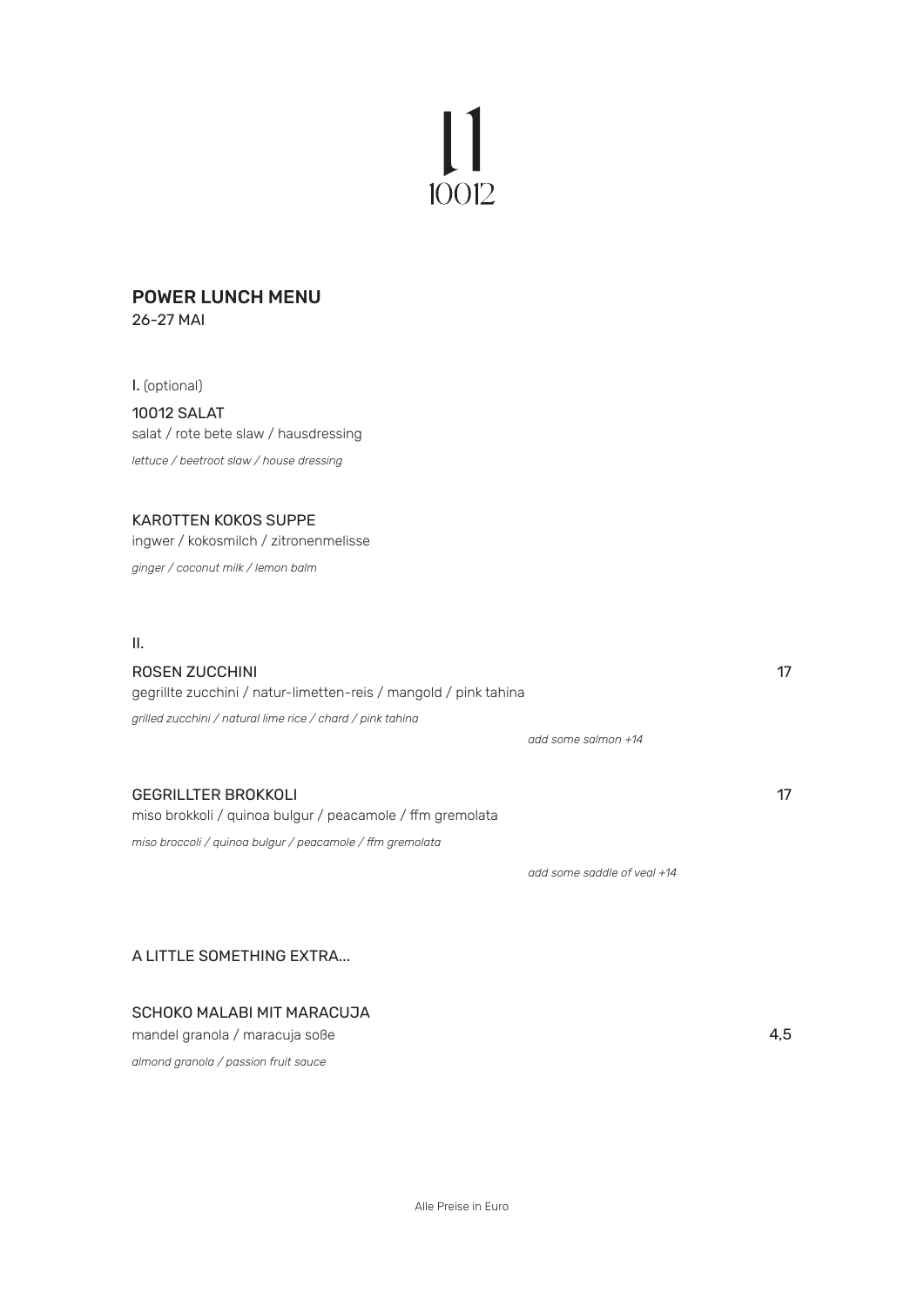# 10012

## POWER LUNCH MENU

26-27 MAI

I. (optional)

### 10012 SALAT

salat / rote bete slaw / hausdressing

*lettuce / beetroot slaw / house dressing*

### KAROTTEN KOKOS SUPPE

ingwer / kokosmilch / zitronenmelisse

*ginger / coconut milk / lemon balm*

II.

### ROSEN ZUCCHINI — 17

gegrillte zucchini / natur-limetten-reis / mangold / pink tahina

*grilled zucchini / natural lime rice / chard / pink tahina*

*add some salmon +14*

### GEGRILLTER BROKKOLI — 17

miso brokkoli / quinoa bulgur / peacamole / ffm gremolata

*miso broccoli / quinoa bulgur / peacamole / ffm gremolata*

*add some saddle of veal +14*

## A LITTLE SOMETHING EXTRA...

### SCHOKO MALABI MIT MARACUJA — 4,5

mandel granola / maracuja soße

*almond granola / passion fruit sauce*

Alle Preise in Euro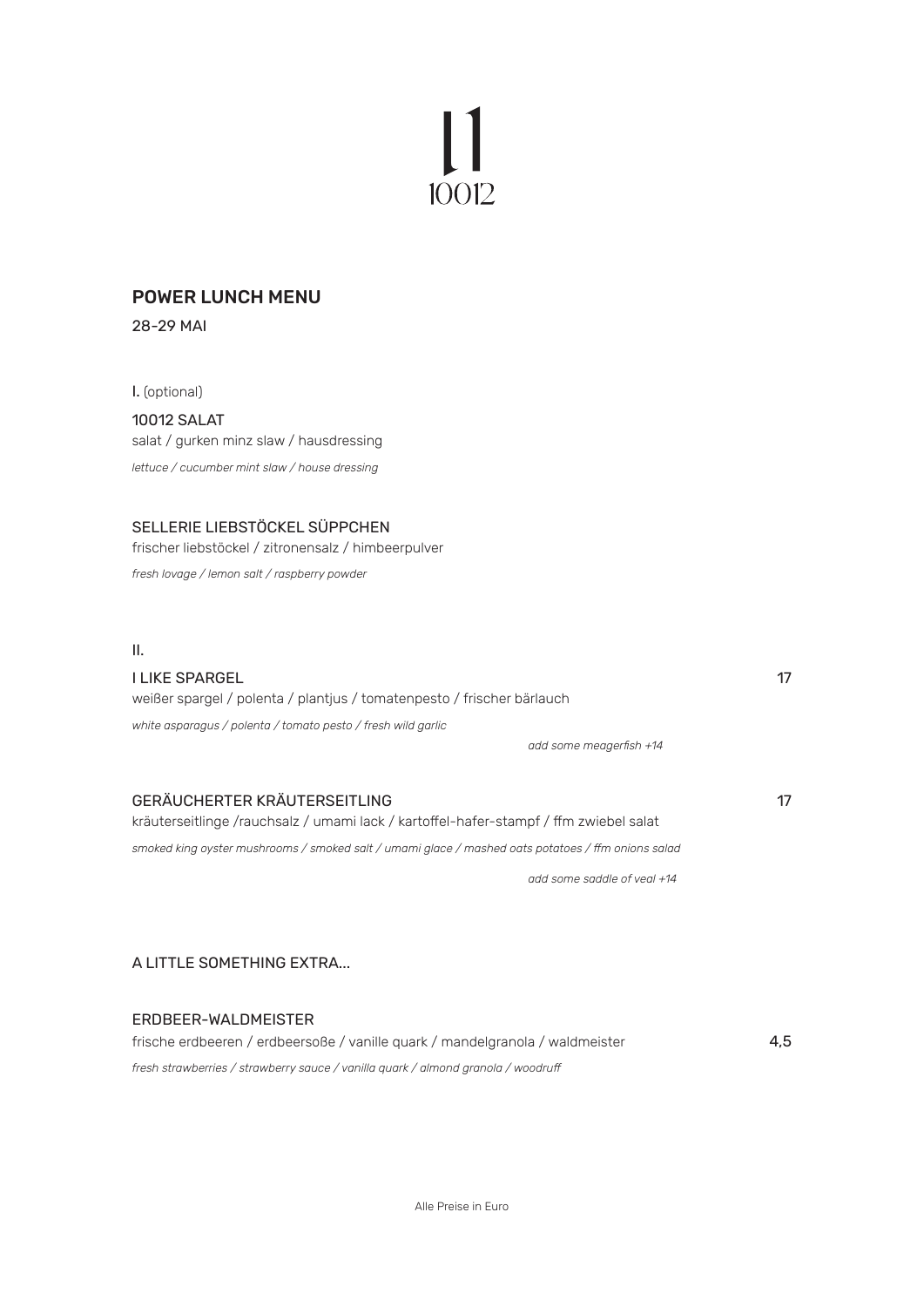# 10012

## POWER LUNCH MENU

28-29 MAI

**I.** (optional)

### 10012 SALAT

salat / gurken minz slaw / hausdressing

*lettuce / cucumber mint slaw / house dressing*

### SELLERIE LIEBSTÖCKEL SÜPPCHEN

frischer liebstöckel / zitronensalz / himbeerpulver

*fresh lovage / lemon salt / raspberry powder*

**II.**

### I LIKE SPARGEL — 17

weißer spargel / polenta / plantjus / tomatenpesto / frischer bärlauch

*white asparagus / polenta / tomato pesto / fresh wild garlic*

*add some meagerfish +14*

### GERÄUCHERTER KRÄUTERSEITLING — 17

kräuterseitlinge /rauchsalz / umami lack / kartoffel-hafer-stampf / ffm zwiebel salat

*smoked king oyster mushrooms / smoked salt / umami glace / mashed oats potatoes / ffm onions salad*

*add some saddle of veal +14*

## A LITTLE SOMETHING EXTRA...

### ERDBEER-WALDMEISTER — 4,5

frische erdbeeren / erdbeersoße / vanille quark / mandelgranola / waldmeister

*fresh strawberries / strawberry sauce / vanilla quark / almond granola / woodruff*

Alle Preise in Euro